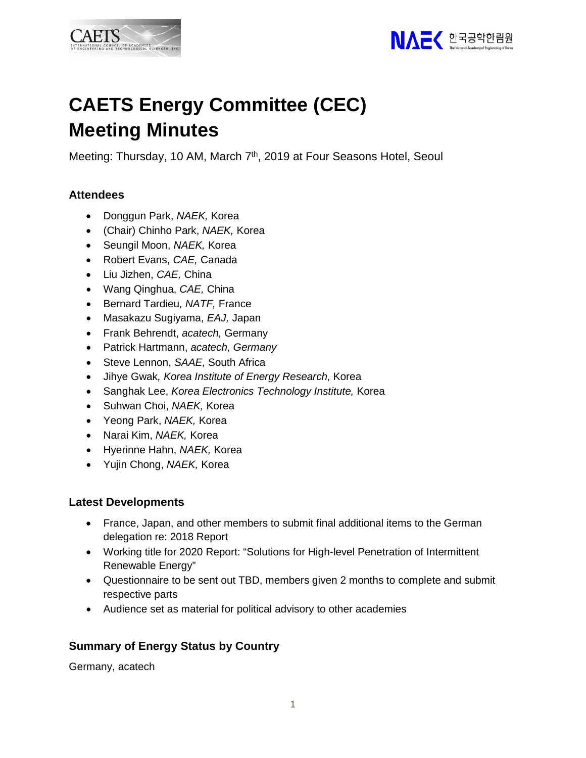# CAETS Energy Committee (CEC) Meeting Minutes

Meeting: Thursday, 10 AM, March 7th, 2019 at Four Seasons Hotel, Seoul

### Attendees

- Donggun Park, *NAEK,* Korea
- (Chair) Chinho Park, *NAEK,* Korea
- Seungil Moon, *NAEK,* Korea
- Robert Evans, *CAE,* Canada
- Liu Jizhen, *CAE,* China
- Wang Qinghua, *CAE,* China
- Bernard Tardieu*, NATF,* France
- Masakazu Sugiyama, *EAJ,* Japan
- Frank Behrendt, *acatech,* Germany
- Patrick Hartmann, *acatech, Germany*
- Steve Lennon, *SAAE,* South Africa
- Jihye Gwak*, Korea Institute of Energy Research,* Korea
- Sanghak Lee, *Korea Electronics Technology Institute,* Korea
- Suhwan Choi, *NAEK,* Korea
- Yeong Park, *NAEK,* Korea
- Narai Kim, *NAEK,* Korea
- Hyerinne Hahn, *NAEK,* Korea
- Yujin Chong, *NAEK,* Korea

### Latest Developments

- France, Japan, and other members to submit final additional items to the German delegation re: 2018 Report
- Working title for 2020 Report: "Solutions for High-level Penetration of Intermittent Renewable Energy"
- Questionnaire to be sent out TBD, members given 2 months to complete and submit respective parts
- Audience set as material for political advisory to other academies

### Summary of Energy Status by Country

Germany, acatech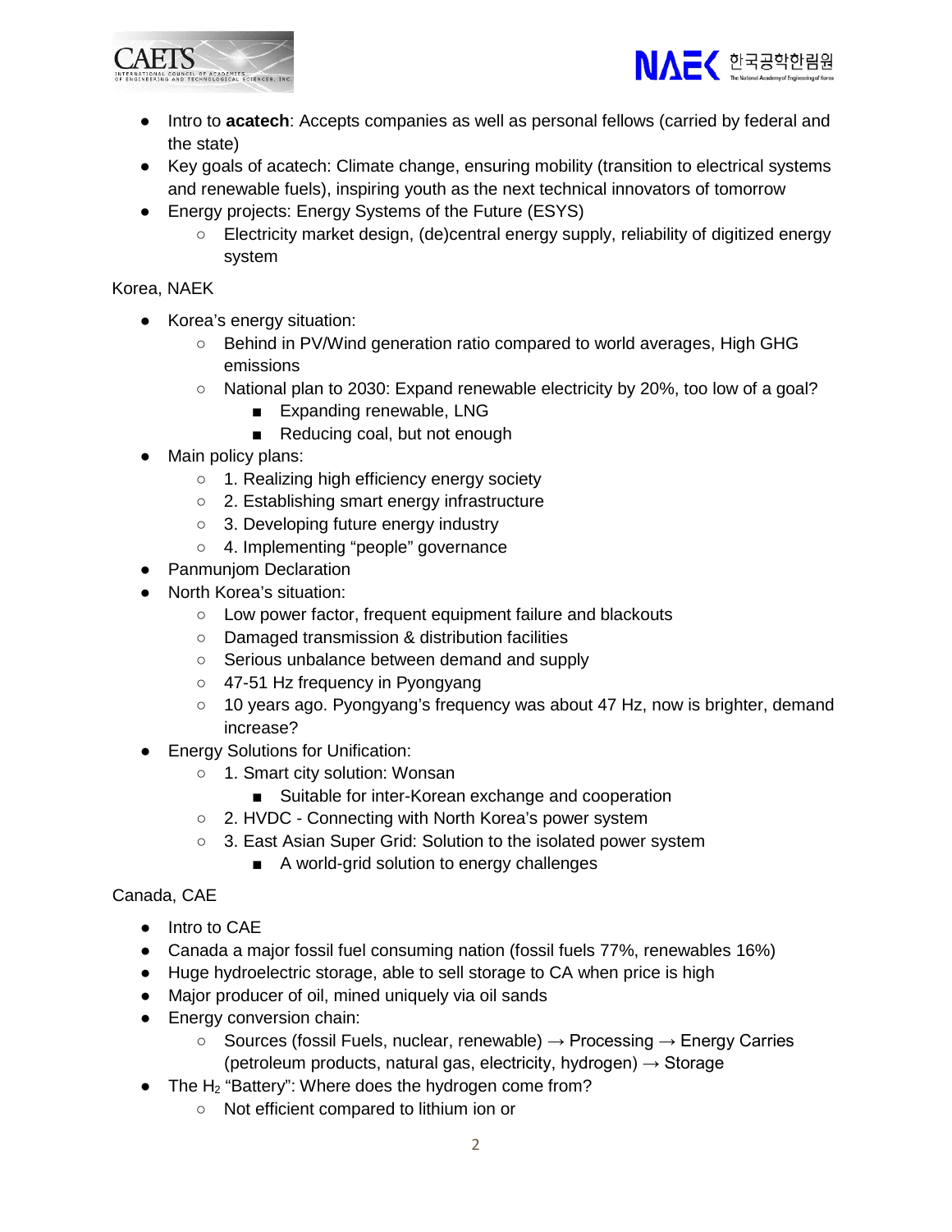- Intro to **acatech**: Accepts companies as well as personal fellows (carried by federal and the state)
- Key goals of acatech: Climate change, ensuring mobility (transition to electrical systems and renewable fuels), inspiring youth as the next technical innovators of tomorrow
- Energy projects: Energy Systems of the Future (ESYS)
  - Electricity market design, (de)central energy supply, reliability of digitized energy system

Korea, NAEK

- Korea's energy situation:
  - Behind in PV/Wind generation ratio compared to world averages, High GHG emissions
  - National plan to 2030: Expand renewable electricity by 20%, too low of a goal?
    - Expanding renewable, LNG
    - Reducing coal, but not enough
- Main policy plans:
  - 1. Realizing high efficiency energy society
  - 2. Establishing smart energy infrastructure
  - 3. Developing future energy industry
  - 4. Implementing "people" governance
- Panmunjom Declaration
- North Korea's situation:
  - Low power factor, frequent equipment failure and blackouts
  - Damaged transmission & distribution facilities
  - Serious unbalance between demand and supply
  - 47-51 Hz frequency in Pyongyang
  - 10 years ago. Pyongyang's frequency was about 47 Hz, now is brighter, demand increase?
- Energy Solutions for Unification:
  - 1. Smart city solution: Wonsan
    - Suitable for inter-Korean exchange and cooperation
  - 2. HVDC - Connecting with North Korea's power system
  - 3. East Asian Super Grid: Solution to the isolated power system
    - A world-grid solution to energy challenges

Canada, CAE

- Intro to CAE
- Canada a major fossil fuel consuming nation (fossil fuels 77%, renewables 16%)
- Huge hydroelectric storage, able to sell storage to CA when price is high
- Major producer of oil, mined uniquely via oil sands
- Energy conversion chain:
  - Sources (fossil Fuels, nuclear, renewable) → Processing → Energy Carries (petroleum products, natural gas, electricity, hydrogen) → Storage
- The $H_2$ "Battery": Where does the hydrogen come from?
  - Not efficient compared to lithium ion or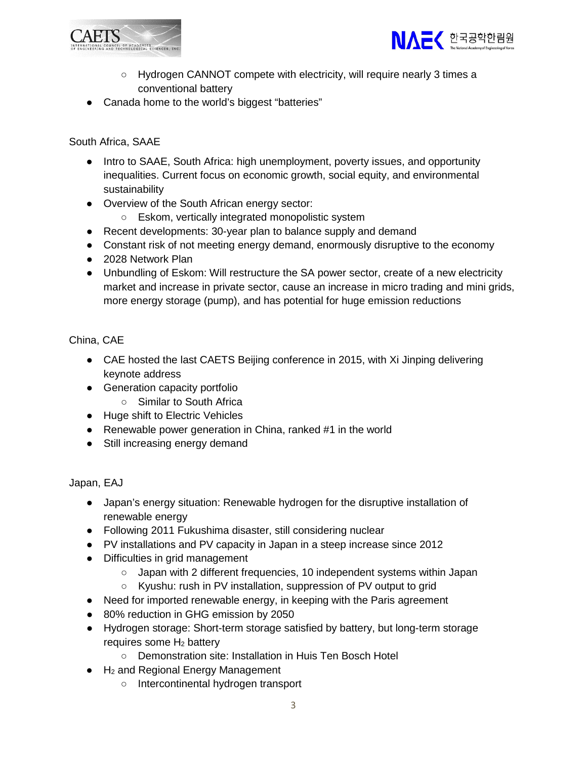- Hydrogen CANNOT compete with electricity, will require nearly 3 times a conventional battery
- Canada home to the world's biggest "batteries"

South Africa, SAAE

- Intro to SAAE, South Africa: high unemployment, poverty issues, and opportunity inequalities. Current focus on economic growth, social equity, and environmental sustainability
- Overview of the South African energy sector:
    - Eskom, vertically integrated monopolistic system
- Recent developments: 30-year plan to balance supply and demand
- Constant risk of not meeting energy demand, enormously disruptive to the economy
- 2028 Network Plan
- Unbundling of Eskom: Will restructure the SA power sector, create of a new electricity market and increase in private sector, cause an increase in micro trading and mini grids, more energy storage (pump), and has potential for huge emission reductions

China, CAE

- CAE hosted the last CAETS Beijing conference in 2015, with Xi Jinping delivering keynote address
- Generation capacity portfolio
    - Similar to South Africa
- Huge shift to Electric Vehicles
- Renewable power generation in China, ranked #1 in the world
- Still increasing energy demand

Japan, EAJ

- Japan's energy situation: Renewable hydrogen for the disruptive installation of renewable energy
- Following 2011 Fukushima disaster, still considering nuclear
- PV installations and PV capacity in Japan in a steep increase since 2012
- Difficulties in grid management
    - Japan with 2 different frequencies, 10 independent systems within Japan
    - Kyushu: rush in PV installation, suppression of PV output to grid
- Need for imported renewable energy, in keeping with the Paris agreement
- 80% reduction in GHG emission by 2050
- Hydrogen storage: Short-term storage satisfied by battery, but long-term storage requires some $H_2$ battery
    - Demonstration site: Installation in Huis Ten Bosch Hotel
- $H_2$ and Regional Energy Management
    - Intercontinental hydrogen transport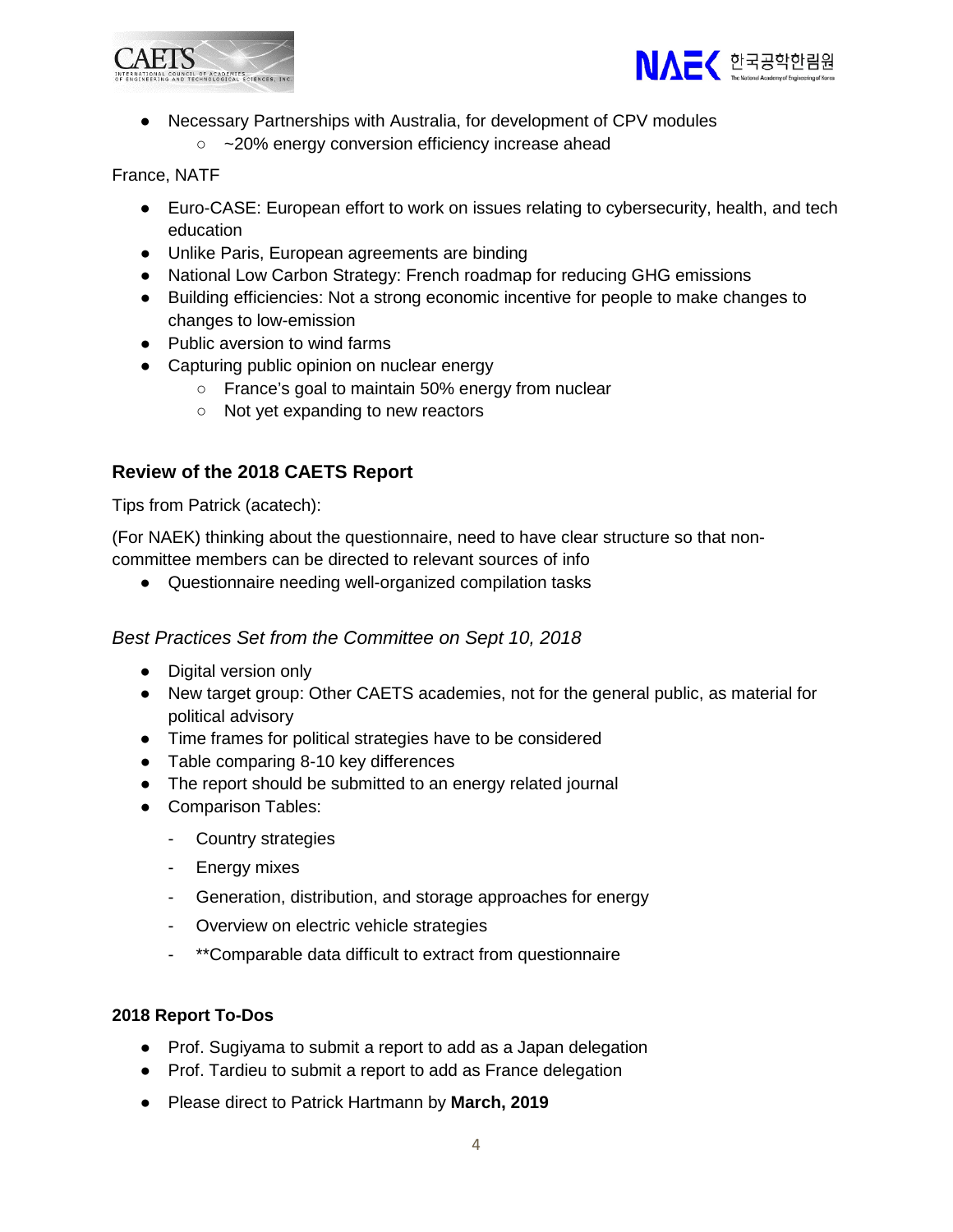- Necessary Partnerships with Australia, for development of CPV modules
    - ~20% energy conversion efficiency increase ahead

France, NATF

- Euro-CASE: European effort to work on issues relating to cybersecurity, health, and tech education
- Unlike Paris, European agreements are binding
- National Low Carbon Strategy: French roadmap for reducing GHG emissions
- Building efficiencies: Not a strong economic incentive for people to make changes to changes to low-emission
- Public aversion to wind farms
- Capturing public opinion on nuclear energy
    - France's goal to maintain 50% energy from nuclear
    - Not yet expanding to new reactors

## Review of the 2018 CAETS Report

Tips from Patrick (acatech):

(For NAEK) thinking about the questionnaire, need to have clear structure so that non-committee members can be directed to relevant sources of info

- Questionnaire needing well-organized compilation tasks

### *Best Practices Set from the Committee on Sept 10, 2018*

- Digital version only
- New target group: Other CAETS academies, not for the general public, as material for political advisory
- Time frames for political strategies have to be considered
- Table comparing 8-10 key differences
- The report should be submitted to an energy related journal
- Comparison Tables:
    - Country strategies
    - Energy mixes
    - Generation, distribution, and storage approaches for energy
    - Overview on electric vehicle strategies
    - **Comparable data difficult to extract from questionnaire

**2018 Report To-Dos**

- Prof. Sugiyama to submit a report to add as a Japan delegation
- Prof. Tardieu to submit a report to add as France delegation
- Please direct to Patrick Hartmann by **March, 2019**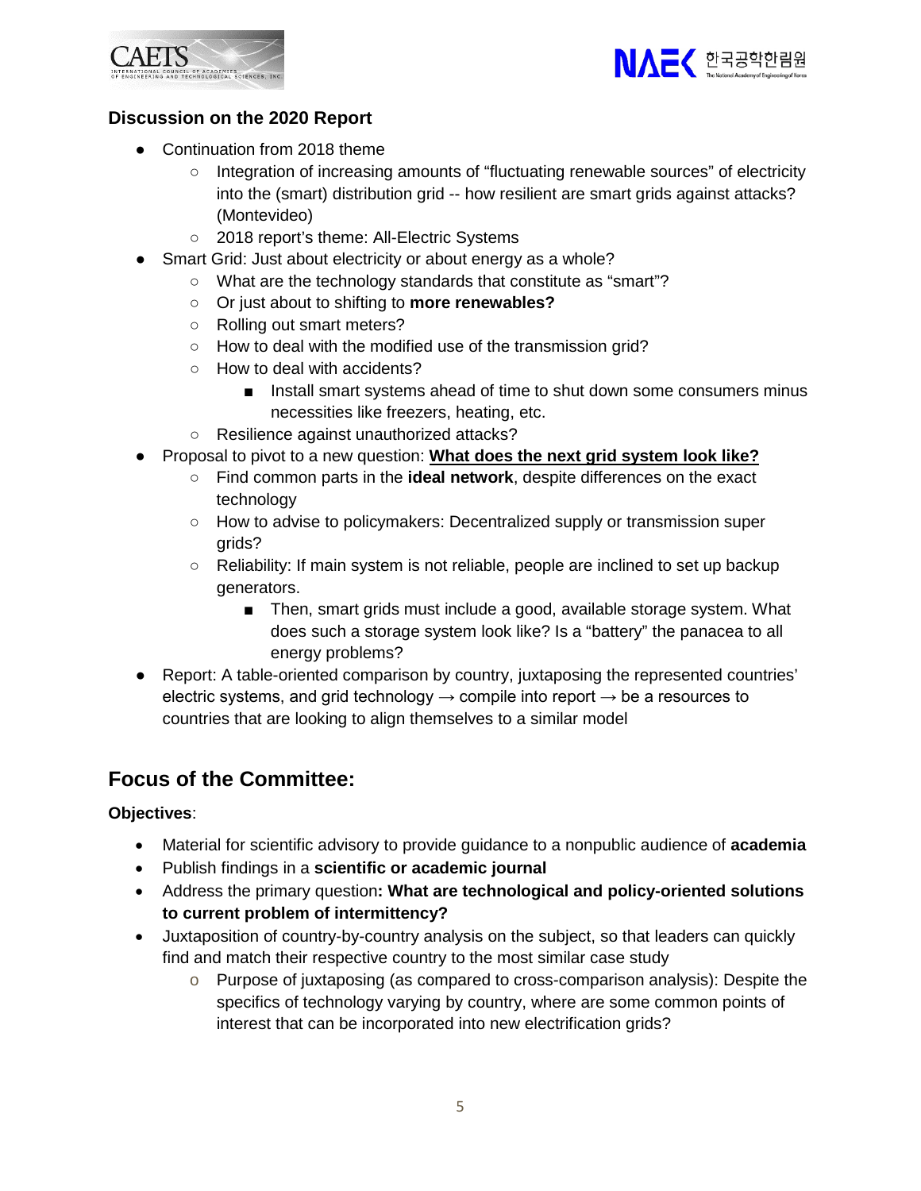**Discussion on the 2020 Report**

- Continuation from 2018 theme
  - Integration of increasing amounts of “fluctuating renewable sources” of electricity into the (smart) distribution grid -- how resilient are smart grids against attacks? (Montevideo)
  - 2018 report’s theme: All-Electric Systems
- Smart Grid: Just about electricity or about energy as a whole?
  - What are the technology standards that constitute as “smart”?
  - Or just about to shifting to **more renewables?**
  - Rolling out smart meters?
  - How to deal with the modified use of the transmission grid?
  - How to deal with accidents?
    - Install smart systems ahead of time to shut down some consumers minus necessities like freezers, heating, etc.
  - Resilience against unauthorized attacks?
- Proposal to pivot to a new question: **What does the next grid system look like?**
  - Find common parts in the **ideal network**, despite differences on the exact technology
  - How to advise to policymakers: Decentralized supply or transmission super grids?
  - Reliability: If main system is not reliable, people are inclined to set up backup generators.
    - Then, smart grids must include a good, available storage system. What does such a storage system look like? Is a “battery” the panacea to all energy problems?
- Report: A table-oriented comparison by country, juxtaposing the represented countries’ electric systems, and grid technology → compile into report → be a resources to countries that are looking to align themselves to a similar model

## Focus of the Committee:

**Objectives**:

- Material for scientific advisory to provide guidance to a nonpublic audience of **academia**
- Publish findings in a **scientific or academic journal**
- Address the primary question**: What are technological and policy-oriented solutions to current problem of intermittency?**
- Juxtaposition of country-by-country analysis on the subject, so that leaders can quickly find and match their respective country to the most similar case study
  - Purpose of juxtaposing (as compared to cross-comparison analysis): Despite the specifics of technology varying by country, where are some common points of interest that can be incorporated into new electrification grids?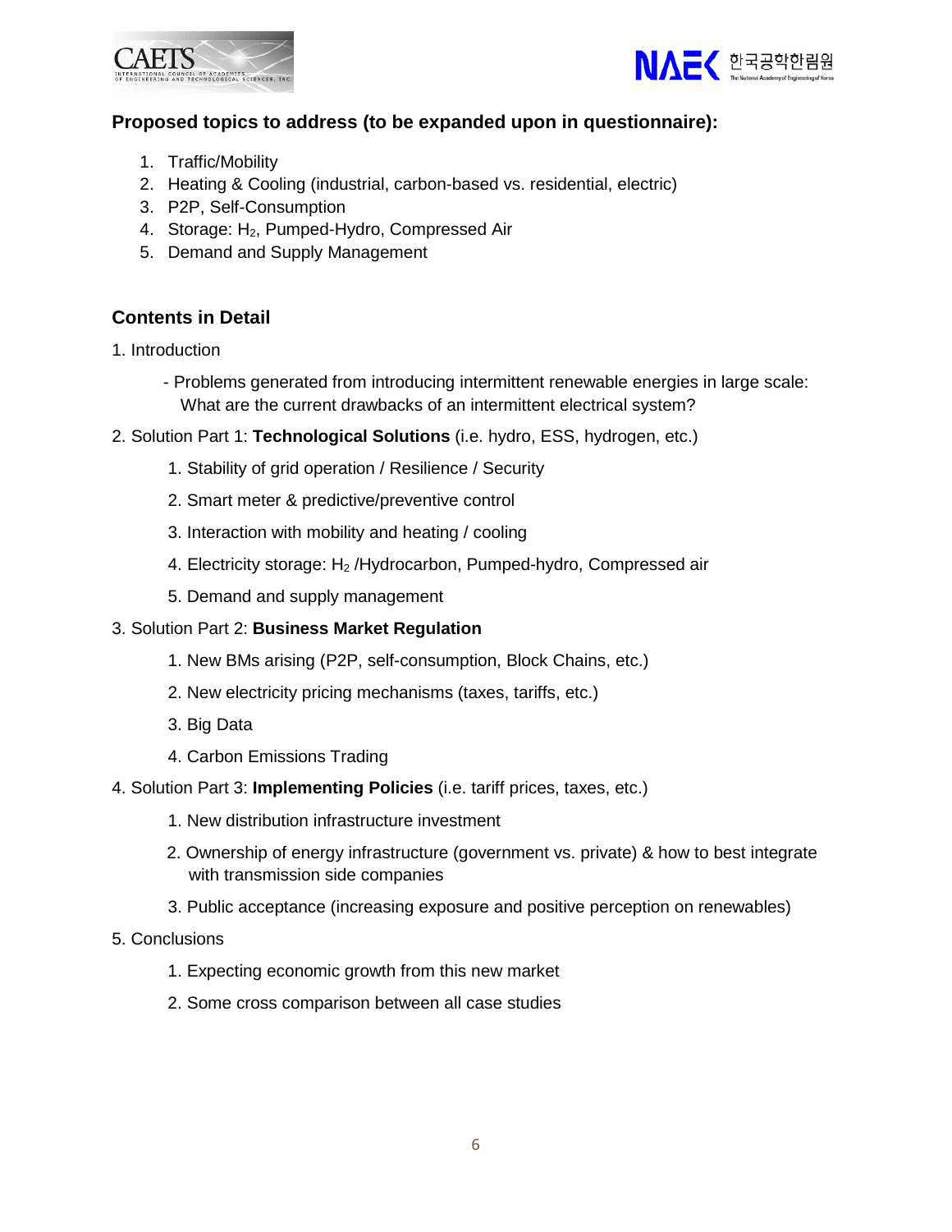## Proposed topics to address (to be expanded upon in questionnaire):

1. Traffic/Mobility
2. Heating & Cooling (industrial, carbon-based vs. residential, electric)
3. P2P, Self-Consumption
4. Storage: $H_2$, Pumped-Hydro, Compressed Air
5. Demand and Supply Management

## Contents in Detail

1. Introduction

   - Problems generated from introducing intermittent renewable energies in large scale: What are the current drawbacks of an intermittent electrical system?

2. Solution Part 1: **Technological Solutions** (i.e. hydro, ESS, hydrogen, etc.)

   1. Stability of grid operation / Resilience / Security
   2. Smart meter & predictive/preventive control
   3. Interaction with mobility and heating / cooling
   4. Electricity storage: $H_2$ /Hydrocarbon, Pumped-hydro, Compressed air
   5. Demand and supply management

3. Solution Part 2: **Business Market Regulation**

   1. New BMs arising (P2P, self-consumption, Block Chains, etc.)
   2. New electricity pricing mechanisms (taxes, tariffs, etc.)
   3. Big Data
   4. Carbon Emissions Trading

4. Solution Part 3: **Implementing Policies** (i.e. tariff prices, taxes, etc.)

   1. New distribution infrastructure investment
   2. Ownership of energy infrastructure (government vs. private) & how to best integrate with transmission side companies
   3. Public acceptance (increasing exposure and positive perception on renewables)

5. Conclusions

   1. Expecting economic growth from this new market
   2. Some cross comparison between all case studies